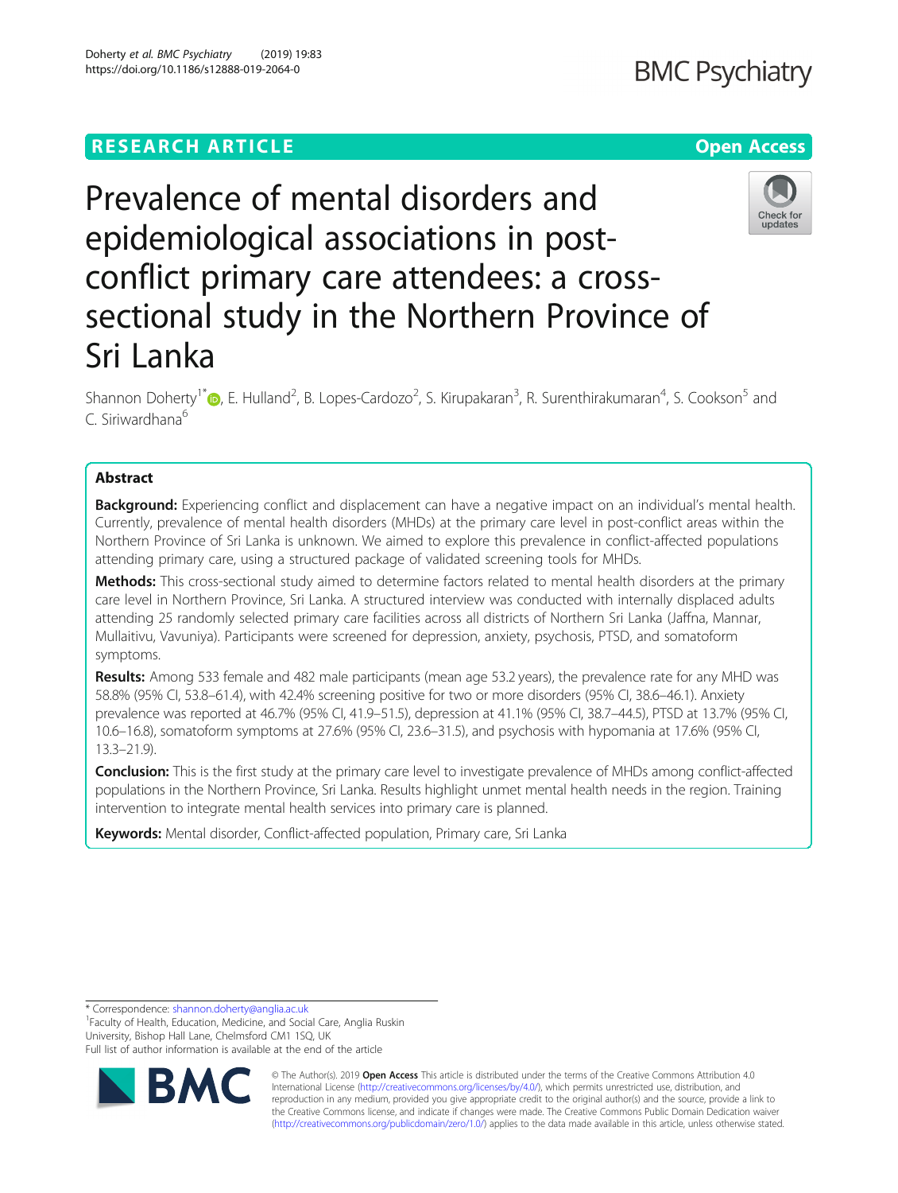RESEARCH ARTICLE

Open Access

# Prevalence of mental disorders and epidemiological associations in post-conflict primary care attendees: a cross-sectional study in the Northern Province of Sri Lanka

Shannon Doherty[1*], E. Hulland[2], B. Lopes-Cardozo[2], S. Kirupakaran[3], R. Surenthirakumaran[4], S. Cookson[5] and C. Siriwardhana[6]

## Abstract

**Background:** Experiencing conflict and displacement can have a negative impact on an individual's mental health. Currently, prevalence of mental health disorders (MHDs) at the primary care level in post-conflict areas within the Northern Province of Sri Lanka is unknown. We aimed to explore this prevalence in conflict-affected populations attending primary care, using a structured package of validated screening tools for MHDs.

**Methods:** This cross-sectional study aimed to determine factors related to mental health disorders at the primary care level in Northern Province, Sri Lanka. A structured interview was conducted with internally displaced adults attending 25 randomly selected primary care facilities across all districts of Northern Sri Lanka (Jaffna, Mannar, Mullaitivu, Vavuniya). Participants were screened for depression, anxiety, psychosis, PTSD, and somatoform symptoms.

**Results:** Among 533 female and 482 male participants (mean age 53.2 years), the prevalence rate for any MHD was 58.8% (95% CI, 53.8–61.4), with 42.4% screening positive for two or more disorders (95% CI, 38.6–46.1). Anxiety prevalence was reported at 46.7% (95% CI, 41.9–51.5), depression at 41.1% (95% CI, 38.7–44.5), PTSD at 13.7% (95% CI, 10.6–16.8), somatoform symptoms at 27.6% (95% CI, 23.6–31.5), and psychosis with hypomania at 17.6% (95% CI, 13.3–21.9).

**Conclusion:** This is the first study at the primary care level to investigate prevalence of MHDs among conflict-affected populations in the Northern Province, Sri Lanka. Results highlight unmet mental health needs in the region. Training intervention to integrate mental health services into primary care is planned.

**Keywords:** Mental disorder, Conflict-affected population, Primary care, Sri Lanka

\* Correspondence: shannon.doherty@anglia.ac.uk
[1]Faculty of Health, Education, Medicine, and Social Care, Anglia Ruskin University, Bishop Hall Lane, Chelmsford CM1 1SQ, UK
Full list of author information is available at the end of the article

© The Author(s). 2019 **Open Access** This article is distributed under the terms of the Creative Commons Attribution 4.0 International License (http://creativecommons.org/licenses/by/4.0/), which permits unrestricted use, distribution, and reproduction in any medium, provided you give appropriate credit to the original author(s) and the source, provide a link to the Creative Commons license, and indicate if changes were made. The Creative Commons Public Domain Dedication waiver (http://creativecommons.org/publicdomain/zero/1.0/) applies to the data made available in this article, unless otherwise stated.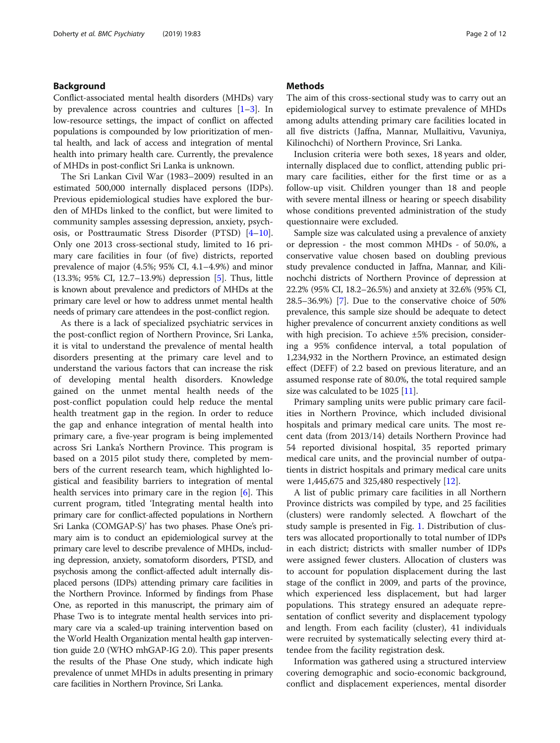## Background

Conflict-associated mental health disorders (MHDs) vary by prevalence across countries and cultures [1–3]. In low-resource settings, the impact of conflict on affected populations is compounded by low prioritization of mental health, and lack of access and integration of mental health into primary health care. Currently, the prevalence of MHDs in post-conflict Sri Lanka is unknown.

The Sri Lankan Civil War (1983–2009) resulted in an estimated 500,000 internally displaced persons (IDPs). Previous epidemiological studies have explored the burden of MHDs linked to the conflict, but were limited to community samples assessing depression, anxiety, psychosis, or Posttraumatic Stress Disorder (PTSD) [4–10]. Only one 2013 cross-sectional study, limited to 16 primary care facilities in four (of five) districts, reported prevalence of major (4.5%; 95% CI, 4.1–4.9%) and minor (13.3%; 95% CI, 12.7–13.9%) depression [5]. Thus, little is known about prevalence and predictors of MHDs at the primary care level or how to address unmet mental health needs of primary care attendees in the post-conflict region.

As there is a lack of specialized psychiatric services in the post-conflict region of Northern Province, Sri Lanka, it is vital to understand the prevalence of mental health disorders presenting at the primary care level and to understand the various factors that can increase the risk of developing mental health disorders. Knowledge gained on the unmet mental health needs of the post-conflict population could help reduce the mental health treatment gap in the region. In order to reduce the gap and enhance integration of mental health into primary care, a five-year program is being implemented across Sri Lanka's Northern Province. This program is based on a 2015 pilot study there, completed by members of the current research team, which highlighted logistical and feasibility barriers to integration of mental health services into primary care in the region [6]. This current program, titled 'Integrating mental health into primary care for conflict-affected populations in Northern Sri Lanka (COMGAP-S)' has two phases. Phase One's primary aim is to conduct an epidemiological survey at the primary care level to describe prevalence of MHDs, including depression, anxiety, somatoform disorders, PTSD, and psychosis among the conflict-affected adult internally displaced persons (IDPs) attending primary care facilities in the Northern Province. Informed by findings from Phase One, as reported in this manuscript, the primary aim of Phase Two is to integrate mental health services into primary care via a scaled-up training intervention based on the World Health Organization mental health gap intervention guide 2.0 (WHO mhGAP-IG 2.0). This paper presents the results of the Phase One study, which indicate high prevalence of unmet MHDs in adults presenting in primary care facilities in Northern Province, Sri Lanka.

## Methods

The aim of this cross-sectional study was to carry out an epidemiological survey to estimate prevalence of MHDs among adults attending primary care facilities located in all five districts (Jaffna, Mannar, Mullaitivu, Vavuniya, Kilinochchi) of Northern Province, Sri Lanka.

Inclusion criteria were both sexes, 18 years and older, internally displaced due to conflict, attending public primary care facilities, either for the first time or as a follow-up visit. Children younger than 18 and people with severe mental illness or hearing or speech disability whose conditions prevented administration of the study questionnaire were excluded.

Sample size was calculated using a prevalence of anxiety or depression - the most common MHDs - of 50.0%, a conservative value chosen based on doubling previous study prevalence conducted in Jaffna, Mannar, and Kilinochchi districts of Northern Province of depression at 22.2% (95% CI, 18.2–26.5%) and anxiety at 32.6% (95% CI, 28.5–36.9%) [7]. Due to the conservative choice of 50% prevalence, this sample size should be adequate to detect higher prevalence of concurrent anxiety conditions as well with high precision. To achieve ±5% precision, considering a 95% confidence interval, a total population of 1,234,932 in the Northern Province, an estimated design effect (DEFF) of 2.2 based on previous literature, and an assumed response rate of 80.0%, the total required sample size was calculated to be 1025 [11].

Primary sampling units were public primary care facilities in Northern Province, which included divisional hospitals and primary medical care units. The most recent data (from 2013/14) details Northern Province had 54 reported divisional hospital, 35 reported primary medical care units, and the provincial number of outpatients in district hospitals and primary medical care units were 1,445,675 and 325,480 respectively [12].

A list of public primary care facilities in all Northern Province districts was compiled by type, and 25 facilities (clusters) were randomly selected. A flowchart of the study sample is presented in Fig. 1. Distribution of clusters was allocated proportionally to total number of IDPs in each district; districts with smaller number of IDPs were assigned fewer clusters. Allocation of clusters was to account for population displacement during the last stage of the conflict in 2009, and parts of the province, which experienced less displacement, but had larger populations. This strategy ensured an adequate representation of conflict severity and displacement typology and length. From each facility (cluster), 41 individuals were recruited by systematically selecting every third attendee from the facility registration desk.

Information was gathered using a structured interview covering demographic and socio-economic background, conflict and displacement experiences, mental disorder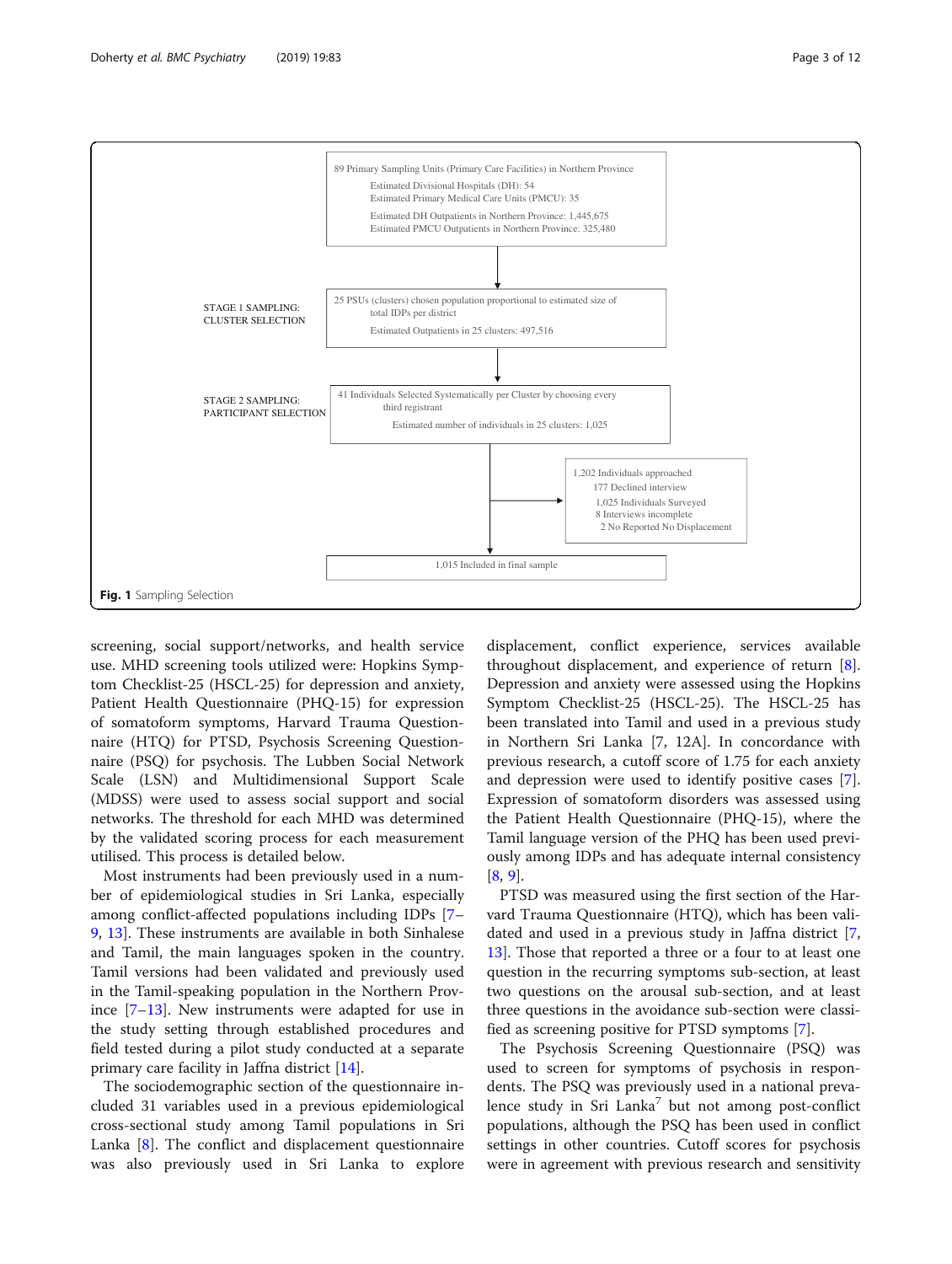89 Primary Sampling Units (Primary Care Facilities) in Northern Province
Estimated Divisional Hospitals (DH): 54
Estimated Primary Medical Care Units (PMCU): 35
Estimated DH Outpatients in Northern Province: 1,445,675
Estimated PMCU Outpatients in Northern Province: 325,480

STAGE 1 SAMPLING: CLUSTER SELECTION

25 PSUs (clusters) chosen population proportional to estimated size of total IDPs per district
Estimated Outpatients in 25 clusters: 497,516

STAGE 2 SAMPLING: PARTICIPANT SELECTION

41 Individuals Selected Systematically per Cluster by choosing every third registrant
Estimated number of individuals in 25 clusters: 1,025

1,202 Individuals approached
177 Declined interview
1,025 Individuals Surveyed
8 Interviews incomplete
2 No Reported No Displacement

1,015 Included in final sample

**Fig. 1** Sampling Selection

screening, social support/networks, and health service use. MHD screening tools utilized were: Hopkins Symptom Checklist-25 (HSCL-25) for depression and anxiety, Patient Health Questionnaire (PHQ-15) for expression of somatoform symptoms, Harvard Trauma Questionnaire (HTQ) for PTSD, Psychosis Screening Questionnaire (PSQ) for psychosis. The Lubben Social Network Scale (LSN) and Multidimensional Support Scale (MDSS) were used to assess social support and social networks. The threshold for each MHD was determined by the validated scoring process for each measurement utilised. This process is detailed below.

Most instruments had been previously used in a number of epidemiological studies in Sri Lanka, especially among conflict-affected populations including IDPs [7–9, 13]. These instruments are available in both Sinhalese and Tamil, the main languages spoken in the country. Tamil versions had been validated and previously used in the Tamil-speaking population in the Northern Province [7–13]. New instruments were adapted for use in the study setting through established procedures and field tested during a pilot study conducted at a separate primary care facility in Jaffna district [14].

The sociodemographic section of the questionnaire included 31 variables used in a previous epidemiological cross-sectional study among Tamil populations in Sri Lanka [8]. The conflict and displacement questionnaire was also previously used in Sri Lanka to explore displacement, conflict experience, services available throughout displacement, and experience of return [8]. Depression and anxiety were assessed using the Hopkins Symptom Checklist-25 (HSCL-25). The HSCL-25 has been translated into Tamil and used in a previous study in Northern Sri Lanka [7, 12A]. In concordance with previous research, a cutoff score of 1.75 for each anxiety and depression were used to identify positive cases [7]. Expression of somatoform disorders was assessed using the Patient Health Questionnaire (PHQ-15), where the Tamil language version of the PHQ has been used previously among IDPs and has adequate internal consistency [8, 9].

PTSD was measured using the first section of the Harvard Trauma Questionnaire (HTQ), which has been validated and used in a previous study in Jaffna district [7, 13]. Those that reported a three or a four to at least one question in the recurring symptoms sub-section, at least two questions on the arousal sub-section, and at least three questions in the avoidance sub-section were classified as screening positive for PTSD symptoms [7].

The Psychosis Screening Questionnaire (PSQ) was used to screen for symptoms of psychosis in respondents. The PSQ was previously used in a national prevalence study in Sri Lanka[7] but not among post-conflict populations, although the PSQ has been used in conflict settings in other countries. Cutoff scores for psychosis were in agreement with previous research and sensitivity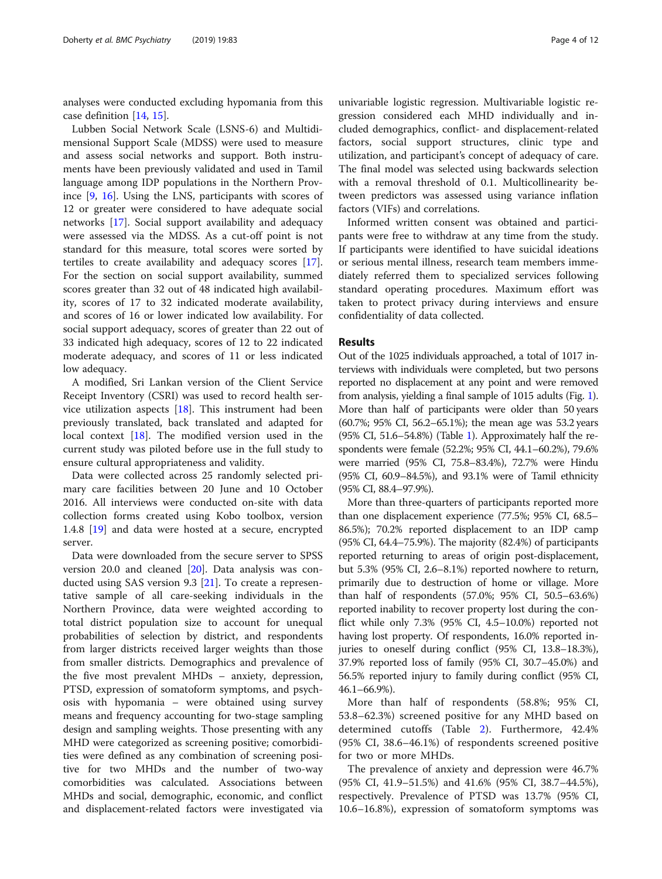analyses were conducted excluding hypomania from this case definition [14, 15].

Lubben Social Network Scale (LSNS-6) and Multidimensional Support Scale (MDSS) were used to measure and assess social networks and support. Both instruments have been previously validated and used in Tamil language among IDP populations in the Northern Province [9, 16]. Using the LNS, participants with scores of 12 or greater were considered to have adequate social networks [17]. Social support availability and adequacy were assessed via the MDSS. As a cut-off point is not standard for this measure, total scores were sorted by tertiles to create availability and adequacy scores [17]. For the section on social support availability, summed scores greater than 32 out of 48 indicated high availability, scores of 17 to 32 indicated moderate availability, and scores of 16 or lower indicated low availability. For social support adequacy, scores of greater than 22 out of 33 indicated high adequacy, scores of 12 to 22 indicated moderate adequacy, and scores of 11 or less indicated low adequacy.

A modified, Sri Lankan version of the Client Service Receipt Inventory (CSRI) was used to record health service utilization aspects [18]. This instrument had been previously translated, back translated and adapted for local context [18]. The modified version used in the current study was piloted before use in the full study to ensure cultural appropriateness and validity.

Data were collected across 25 randomly selected primary care facilities between 20 June and 10 October 2016. All interviews were conducted on-site with data collection forms created using Kobo toolbox, version 1.4.8 [19] and data were hosted at a secure, encrypted server.

Data were downloaded from the secure server to SPSS version 20.0 and cleaned [20]. Data analysis was conducted using SAS version 9.3 [21]. To create a representative sample of all care-seeking individuals in the Northern Province, data were weighted according to total district population size to account for unequal probabilities of selection by district, and respondents from larger districts received larger weights than those from smaller districts. Demographics and prevalence of the five most prevalent MHDs – anxiety, depression, PTSD, expression of somatoform symptoms, and psychosis with hypomania – were obtained using survey means and frequency accounting for two-stage sampling design and sampling weights. Those presenting with any MHD were categorized as screening positive; comorbidities were defined as any combination of screening positive for two MHDs and the number of two-way comorbidities was calculated. Associations between MHDs and social, demographic, economic, and conflict and displacement-related factors were investigated via univariable logistic regression. Multivariable logistic regression considered each MHD individually and included demographics, conflict- and displacement-related factors, social support structures, clinic type and utilization, and participant's concept of adequacy of care. The final model was selected using backwards selection with a removal threshold of 0.1. Multicollinearity between predictors was assessed using variance inflation factors (VIFs) and correlations.

Informed written consent was obtained and participants were free to withdraw at any time from the study. If participants were identified to have suicidal ideations or serious mental illness, research team members immediately referred them to specialized services following standard operating procedures. Maximum effort was taken to protect privacy during interviews and ensure confidentiality of data collected.

## Results

Out of the 1025 individuals approached, a total of 1017 interviews with individuals were completed, but two persons reported no displacement at any point and were removed from analysis, yielding a final sample of 1015 adults (Fig. 1). More than half of participants were older than 50 years (60.7%; 95% CI, 56.2–65.1%); the mean age was 53.2 years (95% CI, 51.6–54.8%) (Table 1). Approximately half the respondents were female (52.2%; 95% CI, 44.1–60.2%), 79.6% were married (95% CI, 75.8–83.4%), 72.7% were Hindu (95% CI, 60.9–84.5%), and 93.1% were of Tamil ethnicity (95% CI, 88.4–97.9%).

More than three-quarters of participants reported more than one displacement experience (77.5%; 95% CI, 68.5–86.5%); 70.2% reported displacement to an IDP camp (95% CI, 64.4–75.9%). The majority (82.4%) of participants reported returning to areas of origin post-displacement, but 5.3% (95% CI, 2.6–8.1%) reported nowhere to return, primarily due to destruction of home or village. More than half of respondents (57.0%; 95% CI, 50.5–63.6%) reported inability to recover property lost during the conflict while only 7.3% (95% CI, 4.5–10.0%) reported not having lost property. Of respondents, 16.0% reported injuries to oneself during conflict (95% CI, 13.8–18.3%), 37.9% reported loss of family (95% CI, 30.7–45.0%) and 56.5% reported injury to family during conflict (95% CI, 46.1–66.9%).

More than half of respondents (58.8%; 95% CI, 53.8–62.3%) screened positive for any MHD based on determined cutoffs (Table 2). Furthermore, 42.4% (95% CI, 38.6–46.1%) of respondents screened positive for two or more MHDs.

The prevalence of anxiety and depression were 46.7% (95% CI, 41.9–51.5%) and 41.6% (95% CI, 38.7–44.5%), respectively. Prevalence of PTSD was 13.7% (95% CI, 10.6–16.8%), expression of somatoform symptoms was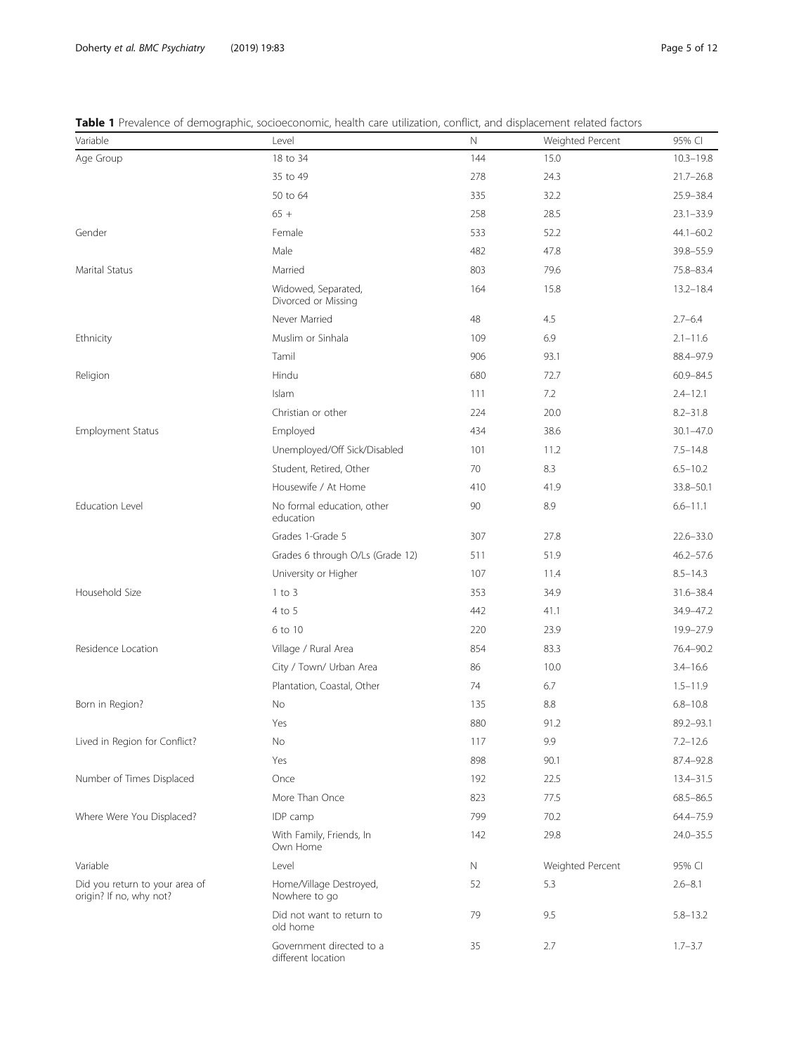**Table 1** Prevalence of demographic, socioeconomic, health care utilization, conflict, and displacement related factors

| Variable | Level | N | Weighted Percent | 95% CI |
|---|---|---|---|---|
| Age Group | 18 to 34 | 144 | 15.0 | 10.3–19.8 |
| | 35 to 49 | 278 | 24.3 | 21.7–26.8 |
| | 50 to 64 | 335 | 32.2 | 25.9–38.4 |
| | 65 + | 258 | 28.5 | 23.1–33.9 |
| Gender | Female | 533 | 52.2 | 44.1–60.2 |
| | Male | 482 | 47.8 | 39.8–55.9 |
| Marital Status | Married | 803 | 79.6 | 75.8–83.4 |
| | Widowed, Separated, Divorced or Missing | 164 | 15.8 | 13.2–18.4 |
| | Never Married | 48 | 4.5 | 2.7–6.4 |
| Ethnicity | Muslim or Sinhala | 109 | 6.9 | 2.1–11.6 |
| | Tamil | 906 | 93.1 | 88.4–97.9 |
| Religion | Hindu | 680 | 72.7 | 60.9–84.5 |
| | Islam | 111 | 7.2 | 2.4–12.1 |
| | Christian or other | 224 | 20.0 | 8.2–31.8 |
| Employment Status | Employed | 434 | 38.6 | 30.1–47.0 |
| | Unemployed/Off Sick/Disabled | 101 | 11.2 | 7.5–14.8 |
| | Student, Retired, Other | 70 | 8.3 | 6.5–10.2 |
| | Housewife / At Home | 410 | 41.9 | 33.8–50.1 |
| Education Level | No formal education, other education | 90 | 8.9 | 6.6–11.1 |
| | Grades 1-Grade 5 | 307 | 27.8 | 22.6–33.0 |
| | Grades 6 through O/Ls (Grade 12) | 511 | 51.9 | 46.2–57.6 |
| | University or Higher | 107 | 11.4 | 8.5–14.3 |
| Household Size | 1 to 3 | 353 | 34.9 | 31.6–38.4 |
| | 4 to 5 | 442 | 41.1 | 34.9–47.2 |
| | 6 to 10 | 220 | 23.9 | 19.9–27.9 |
| Residence Location | Village / Rural Area | 854 | 83.3 | 76.4–90.2 |
| | City / Town/ Urban Area | 86 | 10.0 | 3.4–16.6 |
| | Plantation, Coastal, Other | 74 | 6.7 | 1.5–11.9 |
| Born in Region? | No | 135 | 8.8 | 6.8–10.8 |
| | Yes | 880 | 91.2 | 89.2–93.1 |
| Lived in Region for Conflict? | No | 117 | 9.9 | 7.2–12.6 |
| | Yes | 898 | 90.1 | 87.4–92.8 |
| Number of Times Displaced | Once | 192 | 22.5 | 13.4–31.5 |
| | More Than Once | 823 | 77.5 | 68.5–86.5 |
| Where Were You Displaced? | IDP camp | 799 | 70.2 | 64.4–75.9 |
| | With Family, Friends, In Own Home | 142 | 29.8 | 24.0–35.5 |
| Did you return to your area of origin? If no, why not? | Home/Village Destroyed, Nowhere to go | 52 | 5.3 | 2.6–8.1 |
| | Did not want to return to old home | 79 | 9.5 | 5.8–13.2 |
| | Government directed to a different location | 35 | 2.7 | 1.7–3.7 |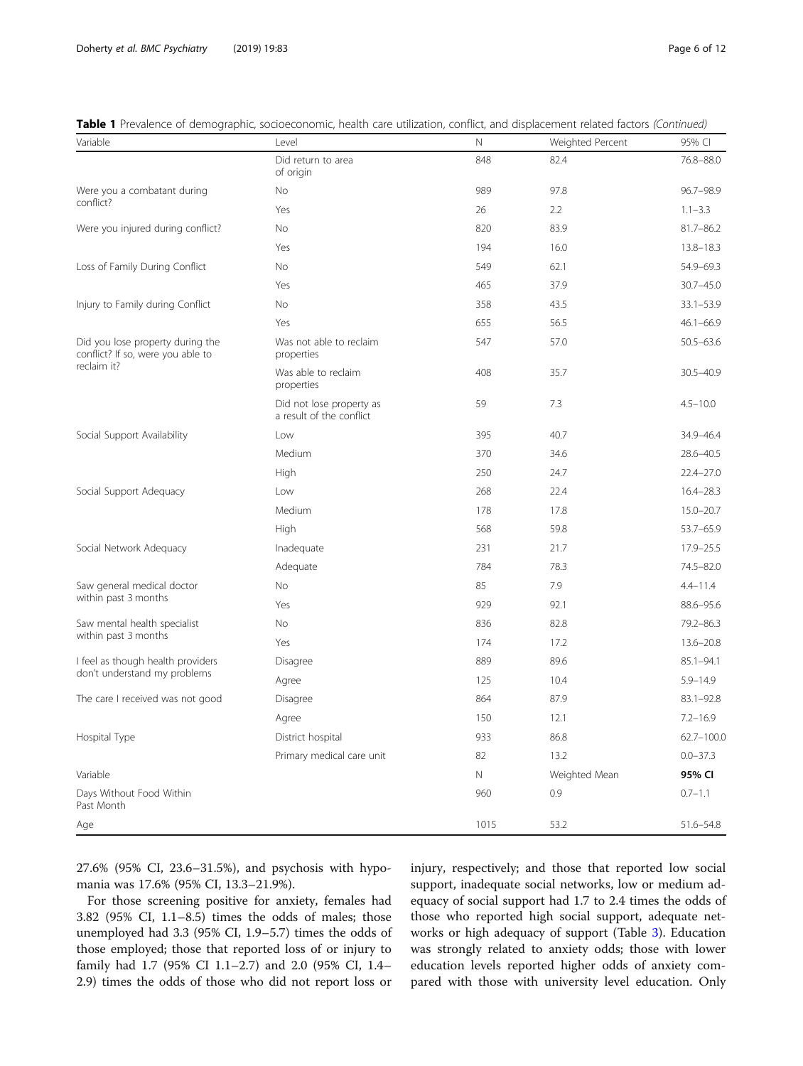**Table 1** Prevalence of demographic, socioeconomic, health care utilization, conflict, and displacement related factors *(Continued)*

| Variable | Level | N | Weighted Percent | 95% CI |
|---|---|---|---|---|
| | Did return to area of origin | 848 | 82.4 | 76.8–88.0 |
| Were you a combatant during conflict? | No | 989 | 97.8 | 96.7–98.9 |
| | Yes | 26 | 2.2 | 1.1–3.3 |
| Were you injured during conflict? | No | 820 | 83.9 | 81.7–86.2 |
| | Yes | 194 | 16.0 | 13.8–18.3 |
| Loss of Family During Conflict | No | 549 | 62.1 | 54.9–69.3 |
| | Yes | 465 | 37.9 | 30.7–45.0 |
| Injury to Family during Conflict | No | 358 | 43.5 | 33.1–53.9 |
| | Yes | 655 | 56.5 | 46.1–66.9 |
| Did you lose property during the conflict? If so, were you able to reclaim it? | Was not able to reclaim properties | 547 | 57.0 | 50.5–63.6 |
| | Was able to reclaim properties | 408 | 35.7 | 30.5–40.9 |
| | Did not lose property as a result of the conflict | 59 | 7.3 | 4.5–10.0 |
| Social Support Availability | Low | 395 | 40.7 | 34.9–46.4 |
| | Medium | 370 | 34.6 | 28.6–40.5 |
| | High | 250 | 24.7 | 22.4–27.0 |
| Social Support Adequacy | Low | 268 | 22.4 | 16.4–28.3 |
| | Medium | 178 | 17.8 | 15.0–20.7 |
| | High | 568 | 59.8 | 53.7–65.9 |
| Social Network Adequacy | Inadequate | 231 | 21.7 | 17.9–25.5 |
| | Adequate | 784 | 78.3 | 74.5–82.0 |
| Saw general medical doctor within past 3 months | No | 85 | 7.9 | 4.4–11.4 |
| | Yes | 929 | 92.1 | 88.6–95.6 |
| Saw mental health specialist within past 3 months | No | 836 | 82.8 | 79.2–86.3 |
| | Yes | 174 | 17.2 | 13.6–20.8 |
| I feel as though health providers don't understand my problems | Disagree | 889 | 89.6 | 85.1–94.1 |
| | Agree | 125 | 10.4 | 5.9–14.9 |
| The care I received was not good | Disagree | 864 | 87.9 | 83.1–92.8 |
| | Agree | 150 | 12.1 | 7.2–16.9 |
| Hospital Type | District hospital | 933 | 86.8 | 62.7–100.0 |
| | Primary medical care unit | 82 | 13.2 | 0.0–37.3 |
| Variable | | N | Weighted Mean | **95% CI** |
| Days Without Food Within Past Month | | 960 | 0.9 | 0.7–1.1 |
| Age | | 1015 | 53.2 | 51.6–54.8 |

27.6% (95% CI, 23.6–31.5%), and psychosis with hypomania was 17.6% (95% CI, 13.3–21.9%).

For those screening positive for anxiety, females had 3.82 (95% CI, 1.1–8.5) times the odds of males; those unemployed had 3.3 (95% CI, 1.9–5.7) times the odds of those employed; those that reported loss of or injury to family had 1.7 (95% CI 1.1–2.7) and 2.0 (95% CI, 1.4–2.9) times the odds of those who did not report loss or injury, respectively; and those that reported low social support, inadequate social networks, low or medium adequacy of social support had 1.7 to 2.4 times the odds of those who reported high social support, adequate networks or high adequacy of support (Table 3). Education was strongly related to anxiety odds; those with lower education levels reported higher odds of anxiety compared with those with university level education. Only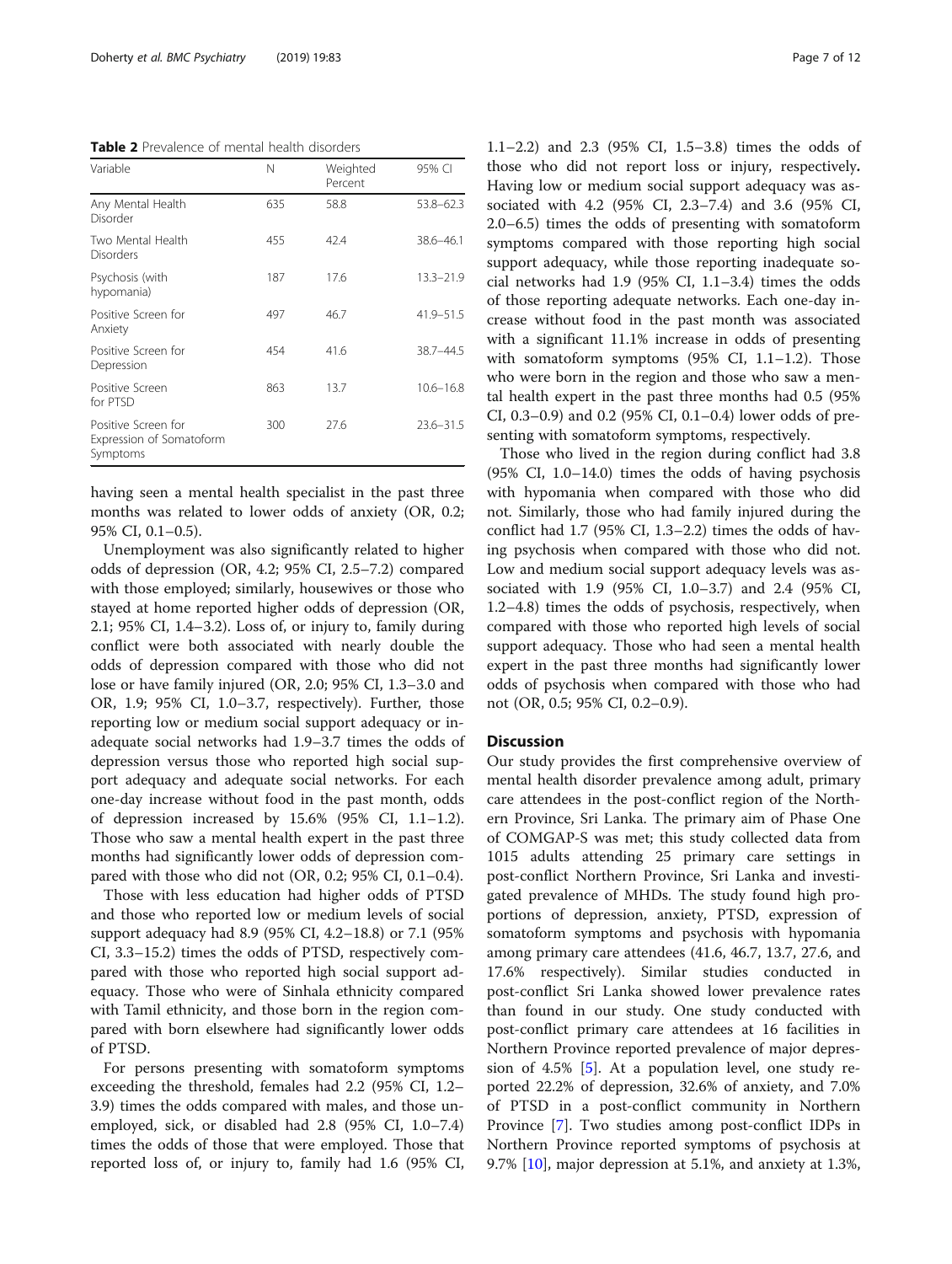**Table 2** Prevalence of mental health disorders

| Variable | N | Weighted Percent | 95% CI |
|---|---|---|---|
| Any Mental Health Disorder | 635 | 58.8 | 53.8–62.3 |
| Two Mental Health Disorders | 455 | 42.4 | 38.6–46.1 |
| Psychosis (with hypomania) | 187 | 17.6 | 13.3–21.9 |
| Positive Screen for Anxiety | 497 | 46.7 | 41.9–51.5 |
| Positive Screen for Depression | 454 | 41.6 | 38.7–44.5 |
| Positive Screen for PTSD | 863 | 13.7 | 10.6–16.8 |
| Positive Screen for Expression of Somatoform Symptoms | 300 | 27.6 | 23.6–31.5 |

having seen a mental health specialist in the past three months was related to lower odds of anxiety (OR, 0.2; 95% CI, 0.1–0.5).

Unemployment was also significantly related to higher odds of depression (OR, 4.2; 95% CI, 2.5–7.2) compared with those employed; similarly, housewives or those who stayed at home reported higher odds of depression (OR, 2.1; 95% CI, 1.4–3.2). Loss of, or injury to, family during conflict were both associated with nearly double the odds of depression compared with those who did not lose or have family injured (OR, 2.0; 95% CI, 1.3–3.0 and OR, 1.9; 95% CI, 1.0–3.7, respectively). Further, those reporting low or medium social support adequacy or inadequate social networks had 1.9–3.7 times the odds of depression versus those who reported high social support adequacy and adequate social networks. For each one-day increase without food in the past month, odds of depression increased by 15.6% (95% CI, 1.1–1.2). Those who saw a mental health expert in the past three months had significantly lower odds of depression compared with those who did not (OR, 0.2; 95% CI, 0.1–0.4).

Those with less education had higher odds of PTSD and those who reported low or medium levels of social support adequacy had 8.9 (95% CI, 4.2–18.8) or 7.1 (95% CI, 3.3–15.2) times the odds of PTSD, respectively compared with those who reported high social support adequacy. Those who were of Sinhala ethnicity compared with Tamil ethnicity, and those born in the region compared with born elsewhere had significantly lower odds of PTSD.

For persons presenting with somatoform symptoms exceeding the threshold, females had 2.2 (95% CI, 1.2–3.9) times the odds compared with males, and those unemployed, sick, or disabled had 2.8 (95% CI, 1.0–7.4) times the odds of those that were employed. Those that reported loss of, or injury to, family had 1.6 (95% CI, 1.1–2.2) and 2.3 (95% CI, 1.5–3.8) times the odds of those who did not report loss or injury, respectively**.** Having low or medium social support adequacy was associated with 4.2 (95% CI, 2.3–7.4) and 3.6 (95% CI, 2.0–6.5) times the odds of presenting with somatoform symptoms compared with those reporting high social support adequacy, while those reporting inadequate social networks had 1.9 (95% CI, 1.1–3.4) times the odds of those reporting adequate networks. Each one-day increase without food in the past month was associated with a significant 11.1% increase in odds of presenting with somatoform symptoms (95% CI, 1.1–1.2). Those who were born in the region and those who saw a mental health expert in the past three months had 0.5 (95% CI, 0.3–0.9) and 0.2 (95% CI, 0.1–0.4) lower odds of presenting with somatoform symptoms, respectively.

Those who lived in the region during conflict had 3.8 (95% CI, 1.0–14.0) times the odds of having psychosis with hypomania when compared with those who did not. Similarly, those who had family injured during the conflict had 1.7 (95% CI, 1.3–2.2) times the odds of having psychosis when compared with those who did not. Low and medium social support adequacy levels was associated with 1.9 (95% CI, 1.0–3.7) and 2.4 (95% CI, 1.2–4.8) times the odds of psychosis, respectively, when compared with those who reported high levels of social support adequacy. Those who had seen a mental health expert in the past three months had significantly lower odds of psychosis when compared with those who had not (OR, 0.5; 95% CI, 0.2–0.9).

## Discussion

Our study provides the first comprehensive overview of mental health disorder prevalence among adult, primary care attendees in the post-conflict region of the Northern Province, Sri Lanka. The primary aim of Phase One of COMGAP-S was met; this study collected data from 1015 adults attending 25 primary care settings in post-conflict Northern Province, Sri Lanka and investigated prevalence of MHDs. The study found high proportions of depression, anxiety, PTSD, expression of somatoform symptoms and psychosis with hypomania among primary care attendees (41.6, 46.7, 13.7, 27.6, and 17.6% respectively). Similar studies conducted in post-conflict Sri Lanka showed lower prevalence rates than found in our study. One study conducted with post-conflict primary care attendees at 16 facilities in Northern Province reported prevalence of major depression of 4.5% [5]. At a population level, one study reported 22.2% of depression, 32.6% of anxiety, and 7.0% of PTSD in a post-conflict community in Northern Province [7]. Two studies among post-conflict IDPs in Northern Province reported symptoms of psychosis at 9.7% [10], major depression at 5.1%, and anxiety at 1.3%,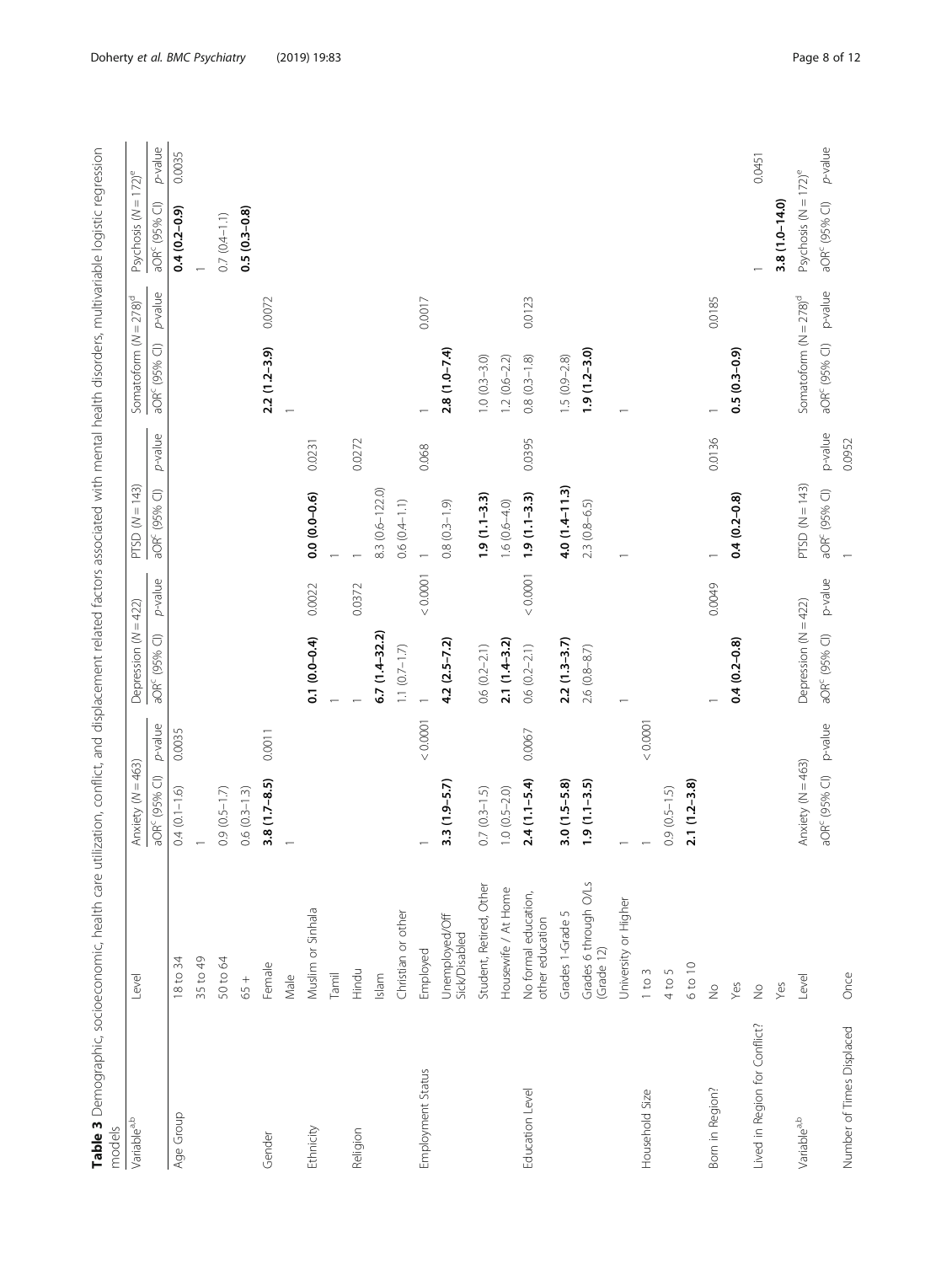**Table 3** Demographic, socioeconomic, health care utilization, conflict, and displacement related factors associated with mental health disorders, multivariable logistic regression models

| Variable[a,b] | Level | Anxiety (N = 463) | | Depression (N = 422) | | PTSD (N = 143) | | Somatoform (N = 278)[d] | | Psychosis (N = 172)[e] | |
|---|---|---|---|---|---|---|---|---|---|---|---|
| | | aOR[c] (95% CI) | p-value | aOR[c] (95% CI) | p-value | aOR[c] (95% CI) | p-value | aOR[c] (95% CI) | p-value | aOR[c] (95% CI) | p-value |
| Age Group | 18 to 34 | 0.4 (0.1–1.6) | 0.0035 | | | | | | | **0.4 (0.2–0.9)** | 0.0035 |
| | 35 to 49 | 1 | | | | | | | | 1 | |
| | 50 to 64 | 0.9 (0.5–1.7) | | | | | | | | 0.7 (0.4–1.1) | |
| | 65 + | 0.6 (0.3–1.3) | | | | | | | | **0.5 (0.3–0.8)** | |
| Gender | Female | **3.8 (1.7–8.5)** | 0.0011 | | | | | **2.2 (1.2–3.9)** | 0.0072 | | |
| | Male | 1 | | | | | | 1 | | | |
| Ethnicity | Muslim or Sinhala | | | **0.1 (0.0–0.4)** | 0.0022 | **0.0 (0.0–0.6)** | 0.0231 | | | | |
| | Tamil | | | 1 | | 1 | | | | | |
| Religion | Hindu | | | 1 | 0.0372 | 1 | 0.0272 | | | | |
| | Islam | | | **6.7 (1.4–32.2)** | | 8.3 (0.6–122.0) | | | | | |
| | Christian or other | | | 1.1 (0.7–1.7) | | 0.6 (0.4–1.1) | | | | | |
| Employment Status | Employed | 1 | < 0.0001 | 1 | < 0.0001 | 1 | 0.068 | 1 | 0.0017 | | |
| | Unemployed/Off Sick/Disabled | **3.3 (1.9–5.7)** | | **4.2 (2.5–7.2)** | | 0.8 (0.3–1.9) | | **2.8 (1.0–7.4)** | | | |
| | Student, Retired, Other | 0.7 (0.3–1.5) | | 0.6 (0.2–2.1) | | **1.9 (1.1–3.3)** | | 1.0 (0.3–3.0) | | | |
| | Housewife / At Home | 1.0 (0.5–2.0) | | **2.1 (1.4–3.2)** | | 1.6 (0.6–4.0) | | 1.2 (0.6–2.2) | | | |
| Education Level | No formal education, other education | **2.4 (1.1–5.4)** | 0.0067 | 0.6 (0.2–2.1) | < 0.0001 | **1.9 (1.1–3.3)** | 0.0395 | 0.8 (0.3–1.8) | 0.0123 | | |
| | Grades 1-Grade 5 | **3.0 (1.5–5.8)** | | **2.2 (1.3–3.7)** | | **4.0 (1.4–11.3)** | | 1.5 (0.9–2.8) | | | |
| | Grades 6 through O/Ls (Grade 12) | **1.9 (1.1–3.5)** | | 2.6 (0.8–8.7) | | 2.3 (0.8–6.5) | | **1.9 (1.2–3.0)** | | | |
| | University or Higher | 1 | | 1 | | 1 | | 1 | | | |
| Household Size | 1 to 3 | 1 | < 0.0001 | | | | | | | | |
| | 4 to 5 | 0.9 (0.5–1.5) | | | | | | | | | |
| | 6 to 10 | **2.1 (1.2–3.8)** | | | | | | | | | |
| Born in Region? | No | | | 1 | 0.0049 | 1 | 0.0136 | 1 | 0.0185 | | |
| | Yes | | | **0.4 (0.2–0.8)** | | **0.4 (0.2–0.8)** | | **0.5 (0.3–0.9)** | | | |
| Lived in Region for Conflict? | No | | | | | | | | | 1 | 0.0451 |
| | Yes | | | | | | | | | **3.8 (1.0–14.0)** | |
| Variable[a,b] | Level | Anxiety (N = 463) | | Depression (N = 422) | | PTSD (N = 143) | | Somatoform (N = 278)[d] | | Psychosis (N = 172)[e] | |
| | | aOR[c] (95% CI) | p-value | aOR[c] (95% CI) | p-value | aOR[c] (95% CI) | p-value | aOR[c] (95% CI) | p-value | aOR[c] (95% CI) | p-value |
| Number of Times Displaced | Once | | | | | 1 | 0.0952 | | | | |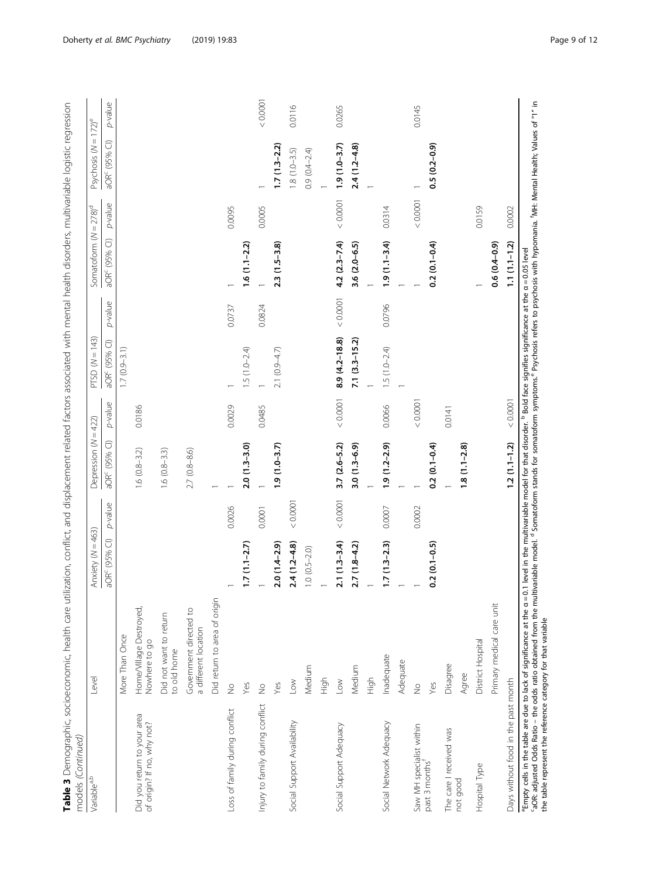**Table 3** Demographic, socioeconomic, health care utilization, conflict, and displacement related factors associated with mental health disorders, multivariable logistic regression models *(Continued)*

| Variable[a,b] | Level | Anxiety (N = 463) | | Depression (N = 422) | | PTSD (N = 143) | | Somatoform (N = 278)[d] | | Psychosis (N = 172)[e] | |
|---|---|---|---|---|---|---|---|---|---|---|---|
| | | aOR[c] (95% CI) | p-value | aOR[c] (95% CI) | p-value | aOR[c] (95% CI) | p-value | aOR[c] (95% CI) | p-value | aOR[c] (95% CI) | p-value |
| | More Than Once | | | | | 1.7 (0.9–3.1) | | | | | |
| Did you return to your area of origin? If no, why not? | Home/Village Destroyed, Nowhere to go | | | 1.6 (0.8–3.2) | 0.0186 | | | | | | |
| | Did not want to return to old home | | | 1.6 (0.8–3.3) | | | | | | | |
| | Government directed to a different location | | | 2.7 (0.8–8.6) | | | | | | | |
| | Did return to area of origin | | | 1 | | | | | | | |
| Loss of family during conflict | No | 1 | 0.0026 | 1 | 0.0029 | 1 | 0.0737 | 1 | 0.0095 | | |
| | Yes | **1.7 (1.1–2.7)** | | **2.0 (1.3–3.0)** | | 1.5 (1.0–2.4) | | **1.6 (1.1–2.2)** | | | |
| Injury to family during conflict | No | 1 | 0.0001 | 1 | 0.0485 | 1 | 0.0824 | 1 | 0.0005 | 1 | < 0.0001 |
| | Yes | **2.0 (1.4–2.9)** | | **1.9 (1.0–3.7)** | | 2.1 (0.9–4.7) | | **2.3 (1.5–3.8)** | | **1.7 (1.3–2.2)** | |
| Social Support Availability | Low | **2.4 (1.2–4.8)** | < 0.0001 | | | | | | | 1.8 (1.0–3.5) | 0.0116 |
| | Medium | 1.0 (0.5–2.0) | | | | | | | | 0.9 (0.4–2.4) | |
| | High | 1 | | | | | | | | 1 | |
| Social Support Adequacy | Low | **2.1 (1.3–3.4)** | < 0.0001 | **3.7 (2.6–5.2)** | < 0.0001 | **8.9 (4.2–18.8)** | < 0.0001 | **4.2 (2.3–7.4)** | < 0.0001 | **1.9 (1.0–3.7)** | 0.0265 |
| | Medium | **2.7 (1.8–4.2)** | | **3.0 (1.3–6.9)** | | **7.1 (3.3–15.2)** | | **3.6 (2.0–6.5)** | | **2.4 (1.2–4.8)** | |
| | High | 1 | | 1 | | 1 | | 1 | | 1 | |
| Social Network Adequacy | Inadequate | **1.7 (1.3–2.3)** | 0.0007 | **1.9 (1.2–2.9)** | 0.0066 | 1.5 (1.0–2.4) | 0.0796 | **1.9 (1.1–3.4)** | 0.0314 | | |
| | Adequate | 1 | | 1 | | 1 | | 1 | | | |
| Saw MH specialist within past 3 months[f] | No | 1 | 0.0002 | 1 | < 0.0001 | | | 1 | < 0.0001 | 1 | 0.0145 |
| | Yes | **0.2 (0.1–0.5)** | | **0.2 (0.1–0.4)** | | | | **0.2 (0.1–0.4)** | | **0.5 (0.2–0.9)** | |
| The care I received was not good | Disagree | | | 1 | 0.0141 | | | | | | |
| | Agree | | | **1.8 (1.1–2.8)** | | | | | | | |
| Hospital Type | District Hospital | | | | | | | 1 | 0.0159 | | |
| | Primary medical care unit | | | | | | | **0.6 (0.4–0.9)** | | | |
| Days without food in the past month | | | | **1.2 (1.1–1.2)** | < 0.0001 | | | **1.1 (1.1–1.2)** | 0.0002 | | |

[a]Empty cells in the table are due to lack of significance at the α = 0.1 level in the multivariable model for that disorder. [b]Bold face signifies significance at the α = 0.05 level
[c]aOR: adjusted Odds Ratio – the odds ratio obtained from the multivariable model. [d]Somatoform stands for somatoform symptoms. [e]Psychosis refers to psychosis with hypomania. [f]MH: Mental Health; Values of "1" in the table represent the reference category for that variable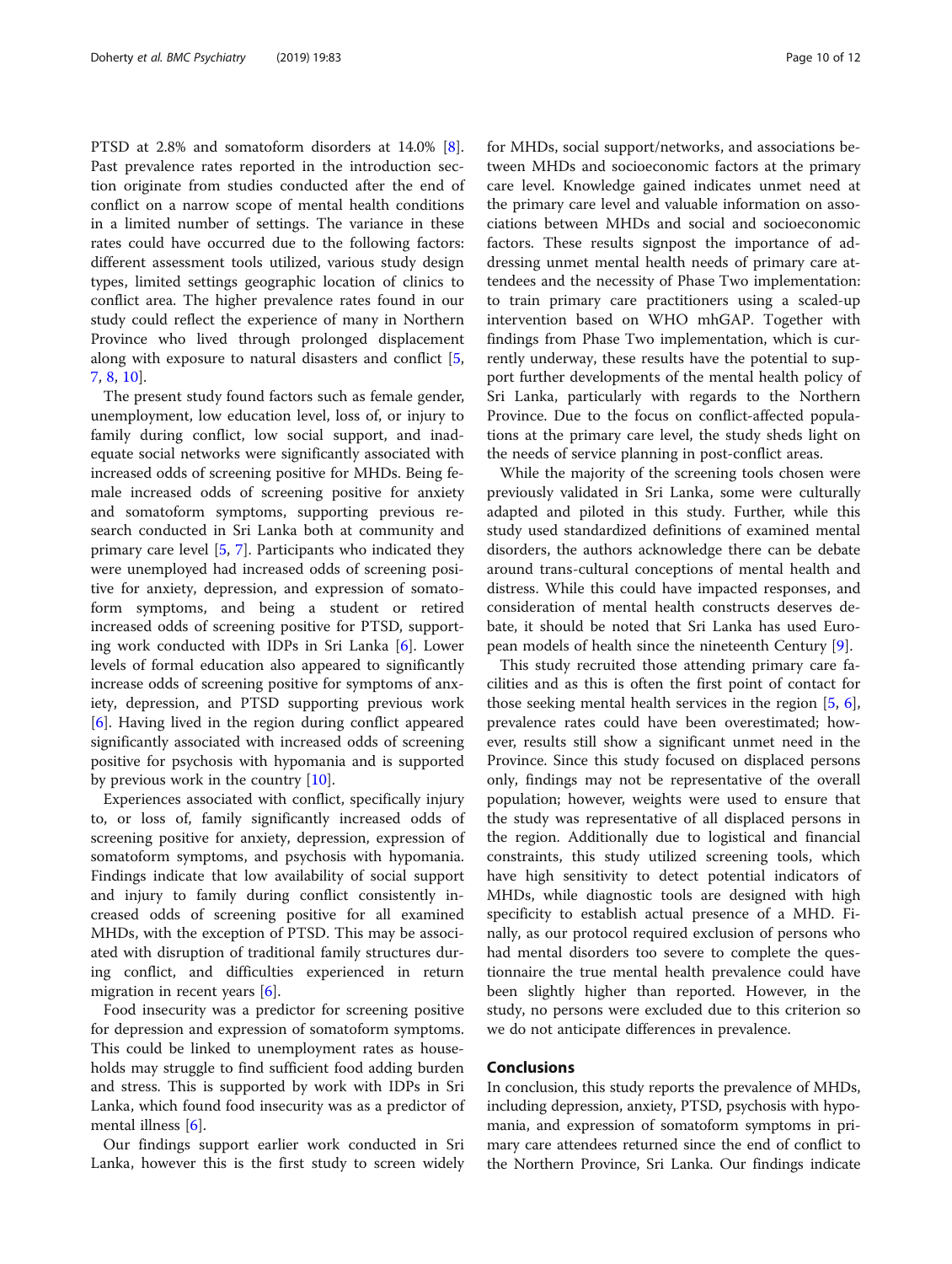PTSD at 2.8% and somatoform disorders at 14.0% [8]. Past prevalence rates reported in the introduction section originate from studies conducted after the end of conflict on a narrow scope of mental health conditions in a limited number of settings. The variance in these rates could have occurred due to the following factors: different assessment tools utilized, various study design types, limited settings geographic location of clinics to conflict area. The higher prevalence rates found in our study could reflect the experience of many in Northern Province who lived through prolonged displacement along with exposure to natural disasters and conflict [5, 7, 8, 10].

The present study found factors such as female gender, unemployment, low education level, loss of, or injury to family during conflict, low social support, and inadequate social networks were significantly associated with increased odds of screening positive for MHDs. Being female increased odds of screening positive for anxiety and somatoform symptoms, supporting previous research conducted in Sri Lanka both at community and primary care level [5, 7]. Participants who indicated they were unemployed had increased odds of screening positive for anxiety, depression, and expression of somatoform symptoms, and being a student or retired increased odds of screening positive for PTSD, supporting work conducted with IDPs in Sri Lanka [6]. Lower levels of formal education also appeared to significantly increase odds of screening positive for symptoms of anxiety, depression, and PTSD supporting previous work [6]. Having lived in the region during conflict appeared significantly associated with increased odds of screening positive for psychosis with hypomania and is supported by previous work in the country [10].

Experiences associated with conflict, specifically injury to, or loss of, family significantly increased odds of screening positive for anxiety, depression, expression of somatoform symptoms, and psychosis with hypomania. Findings indicate that low availability of social support and injury to family during conflict consistently increased odds of screening positive for all examined MHDs, with the exception of PTSD. This may be associated with disruption of traditional family structures during conflict, and difficulties experienced in return migration in recent years [6].

Food insecurity was a predictor for screening positive for depression and expression of somatoform symptoms. This could be linked to unemployment rates as households may struggle to find sufficient food adding burden and stress. This is supported by work with IDPs in Sri Lanka, which found food insecurity was as a predictor of mental illness [6].

Our findings support earlier work conducted in Sri Lanka, however this is the first study to screen widely for MHDs, social support/networks, and associations between MHDs and socioeconomic factors at the primary care level. Knowledge gained indicates unmet need at the primary care level and valuable information on associations between MHDs and social and socioeconomic factors. These results signpost the importance of addressing unmet mental health needs of primary care attendees and the necessity of Phase Two implementation: to train primary care practitioners using a scaled-up intervention based on WHO mhGAP. Together with findings from Phase Two implementation, which is currently underway, these results have the potential to support further developments of the mental health policy of Sri Lanka, particularly with regards to the Northern Province. Due to the focus on conflict-affected populations at the primary care level, the study sheds light on the needs of service planning in post-conflict areas.

While the majority of the screening tools chosen were previously validated in Sri Lanka, some were culturally adapted and piloted in this study. Further, while this study used standardized definitions of examined mental disorders, the authors acknowledge there can be debate around trans-cultural conceptions of mental health and distress. While this could have impacted responses, and consideration of mental health constructs deserves debate, it should be noted that Sri Lanka has used European models of health since the nineteenth Century [9].

This study recruited those attending primary care facilities and as this is often the first point of contact for those seeking mental health services in the region [5, 6], prevalence rates could have been overestimated; however, results still show a significant unmet need in the Province. Since this study focused on displaced persons only, findings may not be representative of the overall population; however, weights were used to ensure that the study was representative of all displaced persons in the region. Additionally due to logistical and financial constraints, this study utilized screening tools, which have high sensitivity to detect potential indicators of MHDs, while diagnostic tools are designed with high specificity to establish actual presence of a MHD. Finally, as our protocol required exclusion of persons who had mental disorders too severe to complete the questionnaire the true mental health prevalence could have been slightly higher than reported. However, in the study, no persons were excluded due to this criterion so we do not anticipate differences in prevalence.

## Conclusions

In conclusion, this study reports the prevalence of MHDs, including depression, anxiety, PTSD, psychosis with hypomania, and expression of somatoform symptoms in primary care attendees returned since the end of conflict to the Northern Province, Sri Lanka. Our findings indicate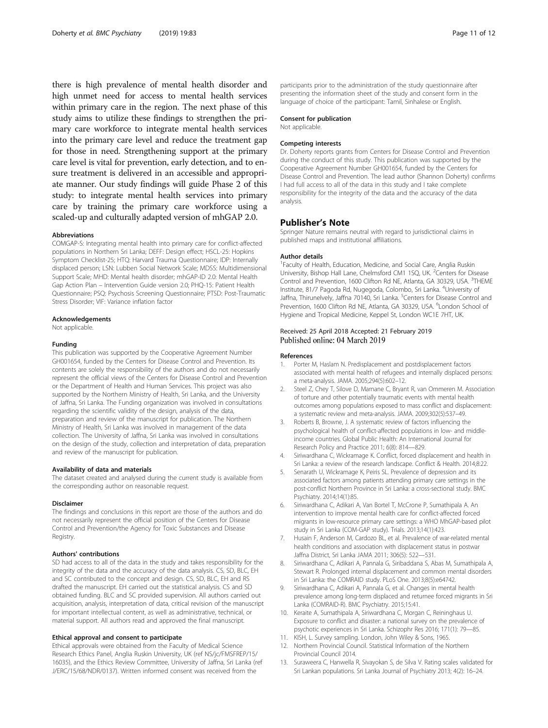there is high prevalence of mental health disorder and high unmet need for access to mental health services within primary care in the region. The next phase of this study aims to utilize these findings to strengthen the primary care workforce to integrate mental health services into the primary care level and reduce the treatment gap for those in need. Strengthening support at the primary care level is vital for prevention, early detection, and to ensure treatment is delivered in an accessible and appropriate manner. Our study findings will guide Phase 2 of this study: to integrate mental health services into primary care by training the primary care workforce using a scaled-up and culturally adapted version of mhGAP 2.0.

#### Abbreviations

COMGAP-S: Integrating mental health into primary care for conflict-affected populations in Northern Sri Lanka; DEFF: Design effect; HSCL-25: Hopkins Symptom Checklist-25; HTQ: Harvard Trauma Questionnaire; IDP: Internally displaced person; LSN: Lubben Social Network Scale; MDSS: Multidimensional Support Scale; MHD: Mental health disorder; mhGAP-ID 2.0: Mental Health Gap Action Plan – Intervention Guide version 2.0; PHQ-15: Patient Health Questionnaire; PSQ: Psychosis Screening Questionnaire; PTSD: Post-Traumatic Stress Disorder; VIF: Variance inflation factor

#### Acknowledgements

Not applicable.

#### Funding

This publication was supported by the Cooperative Agreement Number GH001654, funded by the Centers for Disease Control and Prevention. Its contents are solely the responsibility of the authors and do not necessarily represent the official views of the Centers for Disease Control and Prevention or the Department of Health and Human Services. This project was also supported by the Northern Ministry of Health, Sri Lanka, and the University of Jaffna, Sri Lanka. The Funding organization was involved in consultations regarding the scientific validity of the design, analysis of the data, preparation and review of the manuscript for publication. The Northern Ministry of Health, Sri Lanka was involved in management of the data collection. The University of Jaffna, Sri Lanka was involved in consultations on the design of the study, collection and interpretation of data, preparation and review of the manuscript for publication.

#### Availability of data and materials

The dataset created and analysed during the current study is available from the corresponding author on reasonable request.

#### Disclaimer

The findings and conclusions in this report are those of the authors and do not necessarily represent the official position of the Centers for Disease Control and Prevention/the Agency for Toxic Substances and Disease Registry.

#### Authors' contributions

SD had access to all of the data in the study and takes responsibility for the integrity of the data and the accuracy of the data analysis. CS, SD, BLC, EH and SC contributed to the concept and design. CS, SD, BLC, EH and RS drafted the manuscript. EH carried out the statistical analysis. CS and SD obtained funding. BLC and SC provided supervision. All authors carried out acquisition, analysis, interpretation of data, critical revision of the manuscript for important intellectual content, as well as administrative, technical, or material support. All authors read and approved the final manuscript.

#### Ethical approval and consent to participate

Ethical approvals were obtained from the Faculty of Medical Science Research Ethics Panel, Anglia Ruskin University, UK (ref NS/jc/FMSFREP/15/16035), and the Ethics Review Committee, University of Jaffna, Sri Lanka (ref J/ERC/15/68/NDR/0137). Written informed consent was received from the participants prior to the administration of the study questionnaire after presenting the information sheet of the study and consent form in the language of choice of the participant: Tamil, Sinhalese or English.

#### Consent for publication

Not applicable.

#### Competing interests

Dr. Doherty reports grants from Centers for Disease Control and Prevention during the conduct of this study. This publication was supported by the Cooperative Agreement Number GH001654, funded by the Centers for Disease Control and Prevention. The lead author (Shannon Doherty) confirms I had full access to all of the data in this study and I take complete responsibility for the integrity of the data and the accuracy of the data analysis.

## Publisher's Note

Springer Nature remains neutral with regard to jurisdictional claims in published maps and institutional affiliations.

#### Author details

[1]Faculty of Health, Education, Medicine, and Social Care, Anglia Ruskin University, Bishop Hall Lane, Chelmsford CM1 1SQ, UK. [2]Centers for Disease Control and Prevention, 1600 Clifton Rd NE, Atlanta, GA 30329, USA. [3]THEME Institute, 81/7 Pagoda Rd, Nugegoda, Colombo, Sri Lanka. [4]University of Jaffna, Thirunelvely, Jaffna 70140, Sri Lanka. [5]Centers for Disease Control and Prevention, 1600 Clifton Rd NE, Atlanta, GA 30329, USA. [6]London School of Hygiene and Tropical Medicine, Keppel St, London WC1E 7HT, UK.

Received: 25 April 2018 Accepted: 21 February 2019
Published online: 04 March 2019

#### References

1. Porter M, Haslam N. Predisplacement and postdisplacement factors associated with mental health of refugees and internally displaced persons: a meta-analysis. JAMA. 2005;294(5):602–12.
2. Steel Z, Chey T, Silove D, Marnane C, Bryant R, van Ommeren M. Association of torture and other potentially traumatic events with mental health outcomes among populations exposed to mass conflict and displacement: a systematic review and meta-analysis. JAMA. 2009;302(5):537–49.
3. Roberts B, Browne, J. A systematic review of factors influencing the psychological health of conflict-affected populations in low- and middle-income countries. Global Public Health: An International Journal for Research Policy and Practice 2011; 6(8): 814—829.
4. Siriwardhana C, Wickramage K. Conflict, forced displacement and health in Sri Lanka: a review of the research landscape. Conflict & Health. 2014;8:22.
5. Senarath U, Wickramage K, Peiris SL. Prevalence of depression and its associated factors among patients attending primary care settings in the post-conflict Northern Province in Sri Lanka: a cross-sectional study. BMC Psychiatry. 2014;14(1):85.
6. Siriwardhana C, Adikari A, Van Bortel T, McCrone P, Sumathipala A. An intervention to improve mental health care for conflict-affected forced migrants in low-resource primary care settings: a WHO MhGAP-based pilot study in Sri Lanka (COM-GAP study). Trials. 2013;14(1):423.
7. Husain F, Anderson M, Cardozo BL, et al. Prevalence of war-related mental health conditions and association with displacement status in postwar Jaffna District, Sri Lanka JAMA 2011; 306(5): 522—531.
8. Siriwardhana C, Adikari A, Pannala G, Siribaddana S, Abas M, Sumathipala A, Stewart R. Prolonged internal displacement and common mental disorders in Sri Lanka: the COMRAID study. PLoS One. 2013;8(5):e64742.
9. Siriwardhana C, Adikari A, Pannala G, et al. Changes in mental health prevalence among long-term displaced and returnee forced migrants in Sri Lanka (COMRAID-R). BMC Psychiatry. 2015;15:41.
10. Keraite A, Sumathipala A, Siriwardhana C, Morgan C, Reininghaus U. Exposure to conflict and disaster: a national survey on the prevalence of psychotic experiences in Sri Lanka. Schizophr Res 2016; 171(1): 79—85.
11. KISH, L. Survey sampling. London, John Wiley & Sons, 1965.
12. Northern Provincial Council. Statistical Information of the Northern Provincial Council 2014.
13. Suraweera C, Hanwella R, Sivayokan S, de Silva V. Rating scales validated for Sri Lankan populations. Sri Lanka Journal of Psychiatry 2013; 4(2): 16–24.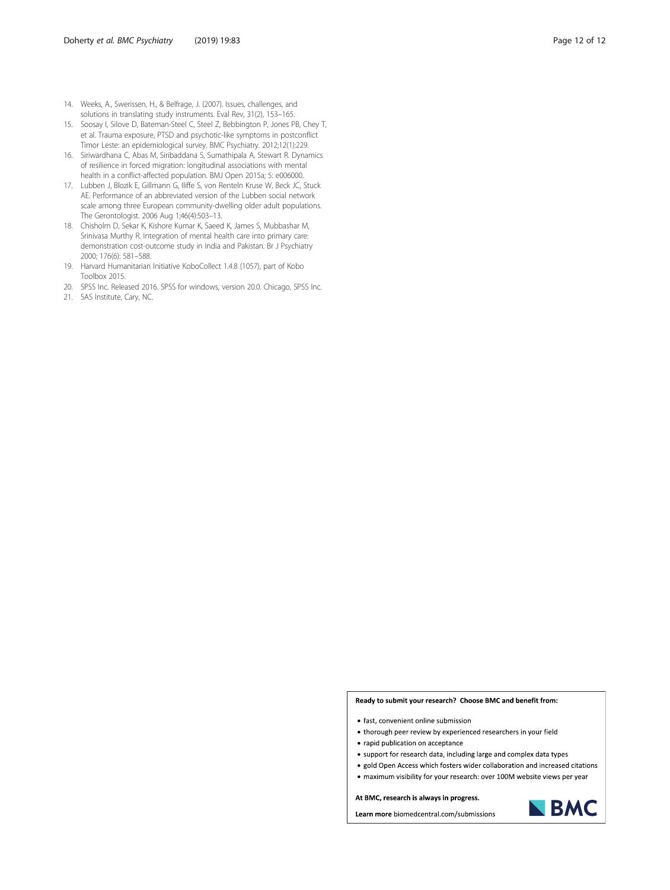14. Weeks, A., Swerissen, H., & Belfrage, J. (2007). Issues, challenges, and solutions in translating study instruments. Eval Rev, 31(2), 153–165.
15. Soosay I, Silove D, Bateman-Steel C, Steel Z, Bebbington P, Jones PB, Chey T, et al. Trauma exposure, PTSD and psychotic-like symptoms in postconflict Timor Leste: an epidemiological survey. BMC Psychiatry. 2012;12(1):229.
16. Siriwardhana C, Abas M, Siribaddana S, Sumathipala A, Stewart R. Dynamics of resilience in forced migration: longitudinal associations with mental health in a conflict-affected population. BMJ Open 2015a; 5: e006000.
17. Lubben J, Blozik E, Gillmann G, Iliffe S, von Renteln Kruse W, Beck JC, Stuck AE. Performance of an abbreviated version of the Lubben social network scale among three European community-dwelling older adult populations. The Gerontologist. 2006 Aug 1;46(4):503–13.
18. Chisholm D, Sekar K, Kishore Kumar K, Saeed K, James S, Mubbashar M, Srinivasa Murthy R. Integration of mental health care into primary care: demonstration cost-outcome study in India and Pakistan. Br J Psychiatry 2000; 176(6): 581–588.
19. Harvard Humanitarian Initiative KoboCollect 1.4.8 (1057), part of Kobo Toolbox 2015.
20. SPSS Inc. Released 2016. SPSS for windows, version 20.0. Chicago, SPSS Inc.
21. SAS Institute, Cary, NC.

**Ready to submit your research? Choose BMC and benefit from:**

- fast, convenient online submission
- thorough peer review by experienced researchers in your field
- rapid publication on acceptance
- support for research data, including large and complex data types
- gold Open Access which fosters wider collaboration and increased citations
- maximum visibility for your research: over 100M website views per year

**At BMC, research is always in progress.**

**Learn more** biomedcentral.com/submissions

BMC